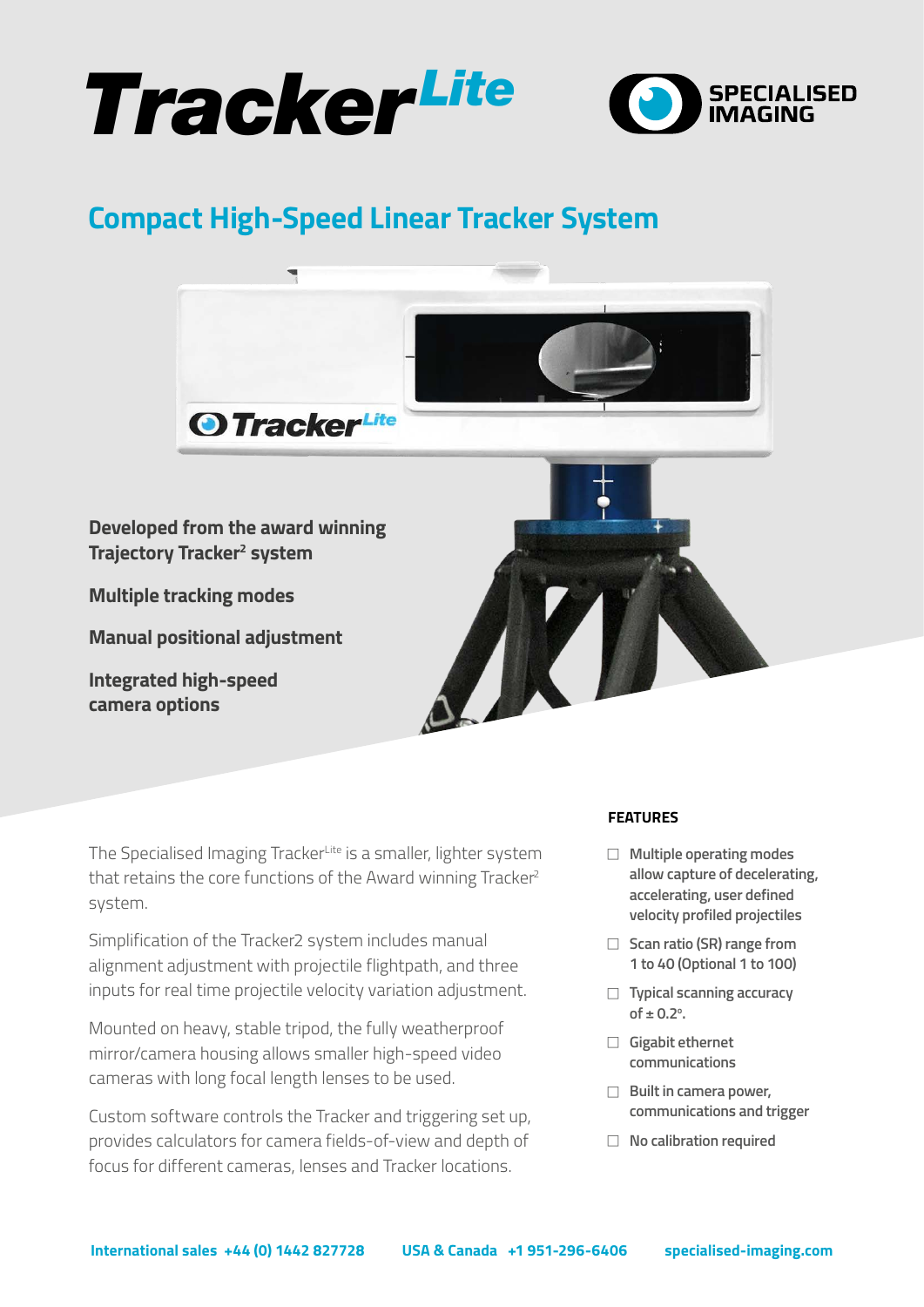# Tracker$^{Lite}$

SPECIALISED IMAGING

## Compact High-Speed Linear Tracker System

**Developed from the award winning Trajectory Tracker² system**

**Multiple tracking modes**

**Manual positional adjustment**

**Integrated high-speed camera options**

The Specialised Imaging Tracker$^{Lite}$ is a smaller, lighter system that retains the core functions of the Award winning Tracker² system.

Simplification of the Tracker2 system includes manual alignment adjustment with projectile flightpath, and three inputs for real time projectile velocity variation adjustment.

Mounted on heavy, stable tripod, the fully weatherproof mirror/camera housing allows smaller high-speed video cameras with long focal length lenses to be used.

Custom software controls the Tracker and triggering set up, provides calculators for camera fields-of-view and depth of focus for different cameras, lenses and Tracker locations.

### FEATURES

- Multiple operating modes allow capture of decelerating, accelerating, user defined velocity profiled projectiles
- Scan ratio (SR) range from 1 to 40 (Optional 1 to 100)
- Typical scanning accuracy of ± 0.2°.
- Gigabit ethernet communications
- Built in camera power, communications and trigger
- No calibration required

**International sales** +44 (0) 1442 827728 **USA & Canada** +1 951-296-6406 **specialised-imaging.com**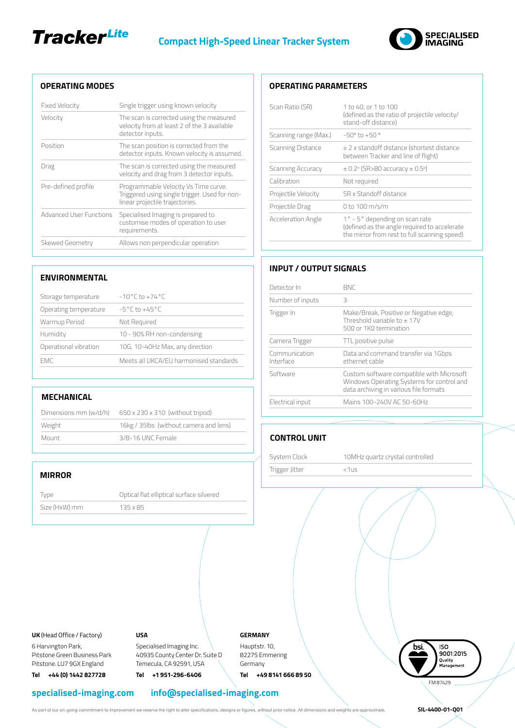# Tracker<sup>Lite</sup>

## Compact High-Speed Linear Tracker System

SPECIALISED IMAGING

## OPERATING MODES

| | |
|---|---|
| Fixed Velocity | Single trigger using known velocity |
| Velocity | The scan is corrected using the measured velocity from at least 2 of the 3 available detector inputs. |
| Position | The scan position is corrected from the detector inputs. Known velocity is assumed. |
| Drag | The scan is corrected using the measured velocity and drag from 3 detector inputs. |
| Pre-defined profile | Programmable Velocity Vs Time curve. Triggered using single trigger. Used for non-linear projectile trajectories. |
| Advanced User Functions | Specialised Imaging is prepared to customise modes of operation to user requirements. |
| Skewed Geometry | Allows non perpendicular operation |

## ENVIRONMENTAL

| | |
|---|---|
| Storage temperature | -10°C to +74°C |
| Operating temperature | -5°C to +45°C |
| Warmup Period | Not Required |
| Humidity | 10 - 90% RH non-condensing |
| Operational vibration | 10G, 10-40Hz Max, any direction |
| EMC | Meets all UKCA/EU harmonised standards |

## MECHANICAL

| | |
|---|---|
| Dimensions mm (w/d/h) | 650 x 230 x 310 (without tripod) |
| Weight | 16kg / 35lbs (without camera and lens) |
| Mount | 3/8-16 UNC Female |

## MIRROR

| | |
|---|---|
| Type | Optical flat elliptical surface silvered |
| Size (HxW) mm | 135 x 85 |

## OPERATING PARAMETERS

| | |
|---|---|
| Scan Ratio (SR) | 1 to 40, or 1 to 100 (defined as the ratio of projectile velocity/ stand-off distance) |
| Scanning range (Max.) | -50° to +50 ° |
| Scanning Distance | ≥ 2 x standoff distance (shortest distance between Tracker and line of flight) |
| Scanning Accuracy | ± 0.2° (SR>80 accuracy ± 0.5°) |
| Calibration | Not required |
| Projectile Velocity | SR x Standoff distance |
| Projectile Drag | 0 to 100 m/s/m |
| Acceleration Angle | 1° - 5° depending on scan rate (defined as the angle required to accelerate the mirror from rest to full scanning speed) |

## INPUT / OUTPUT SIGNALS

| | |
|---|---|
| Detector In | BNC |
| Number of inputs | 3 |
| Trigger In | Make/Break, Positive or Negative edge, Threshold variable to ± 17V 50Ω or 1KΩ termination |
| Camera Trigger | TTL positive pulse |
| Communication Interface | Data and command transfer via 1Gbps ethernet cable |
| Software | Custom software compatible with Microsoft Windows Operating Systems for control and data archiving in various file formats |
| Electrical input | Mains 100-240V AC 50-60Hz |

## CONTROL UNIT

| | |
|---|---|
| System Clock | 10MHz quartz crystal controlled |
| Trigger Jitter | <1us |

**UK** (Head Office / Factory)
6 Harvington Park,
Pitstone Green Business Park
Pitstone. LU7 9GX England
**Tel** **+44 (0) 1442 827728**

**USA**
Specialised Imaging Inc.
40935 County Center Dr. Suite D
Temecula, CA 92591, USA
**Tel** **+1 951-296-6406**

**GERMANY**
Hauptstr. 10,
82275 Emmering
Germany
**Tel** **+49 8141 666 89 50**

bsi. ISO 9001:2015 Quality Management FM 87429

**specialised-imaging.com** **info@specialised-imaging.com**

As part of our on-going commitment to improvement we reserve the right to alter specifications, designs or figures, without prior notice. All dimensions and weights are approximate.

**SIL-4400-01-Q01**